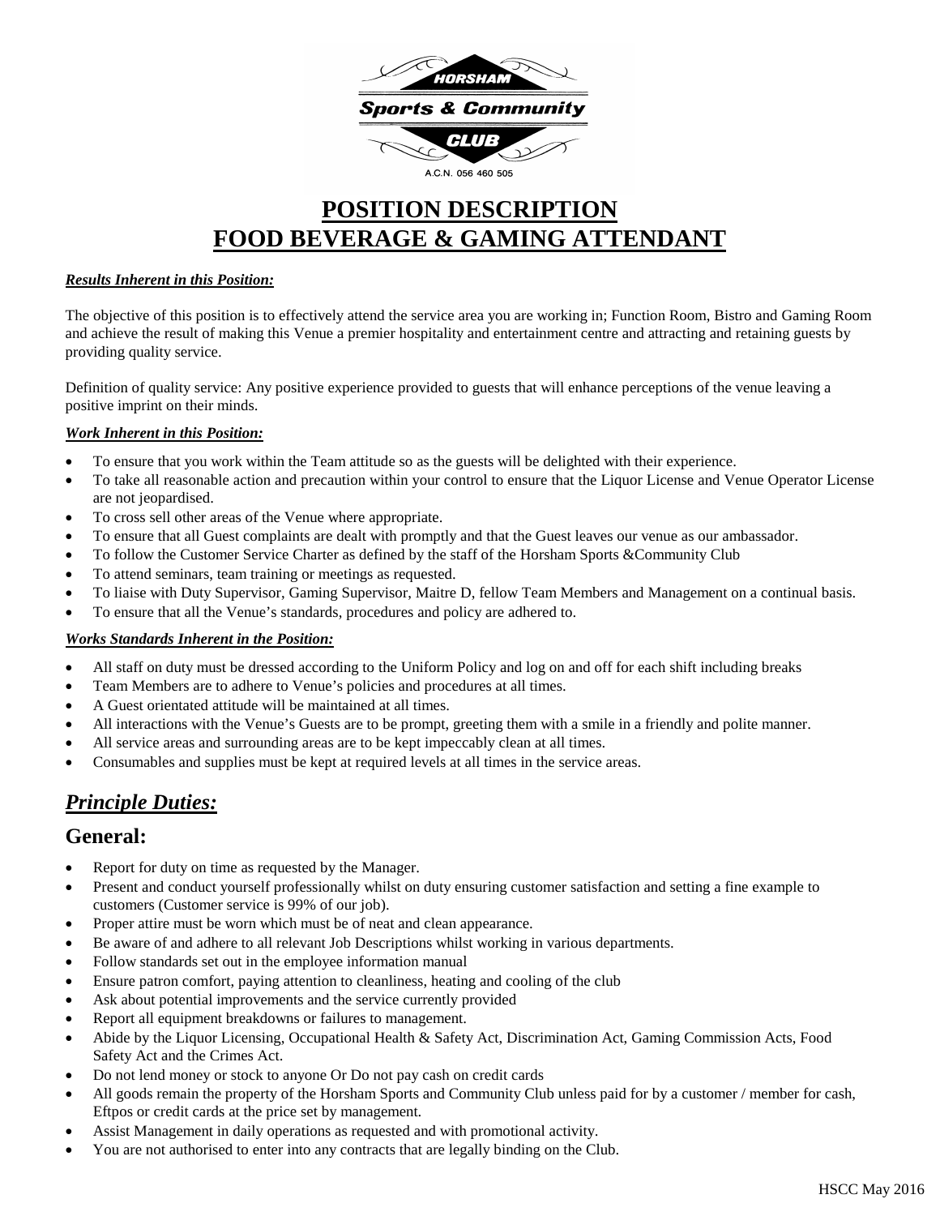HORSHAM

Sports & Community

CLUB

A.C.N. 056 460 505

# POSITION DESCRIPTION
# FOOD BEVERAGE & GAMING ATTENDANT

***Results Inherent in this Position:***

The objective of this position is to effectively attend the service area you are working in; Function Room, Bistro and Gaming Room and achieve the result of making this Venue a premier hospitality and entertainment centre and attracting and retaining guests by providing quality service.

Definition of quality service: Any positive experience provided to guests that will enhance perceptions of the venue leaving a positive imprint on their minds.

***Work Inherent in this Position:***

- To ensure that you work within the Team attitude so as the guests will be delighted with their experience.
- To take all reasonable action and precaution within your control to ensure that the Liquor License and Venue Operator License are not jeopardised.
- To cross sell other areas of the Venue where appropriate.
- To ensure that all Guest complaints are dealt with promptly and that the Guest leaves our venue as our ambassador.
- To follow the Customer Service Charter as defined by the staff of the Horsham Sports &Community Club
- To attend seminars, team training or meetings as requested.
- To liaise with Duty Supervisor, Gaming Supervisor, Maitre D, fellow Team Members and Management on a continual basis.
- To ensure that all the Venue's standards, procedures and policy are adhered to.

***Works Standards Inherent in the Position:***

- All staff on duty must be dressed according to the Uniform Policy and log on and off for each shift including breaks
- Team Members are to adhere to Venue's policies and procedures at all times.
- A Guest orientated attitude will be maintained at all times.
- All interactions with the Venue's Guests are to be prompt, greeting them with a smile in a friendly and polite manner.
- All service areas and surrounding areas are to be kept impeccably clean at all times.
- Consumables and supplies must be kept at required levels at all times in the service areas.

## *Principle Duties:*

### General:

- Report for duty on time as requested by the Manager.
- Present and conduct yourself professionally whilst on duty ensuring customer satisfaction and setting a fine example to customers (Customer service is 99% of our job).
- Proper attire must be worn which must be of neat and clean appearance.
- Be aware of and adhere to all relevant Job Descriptions whilst working in various departments.
- Follow standards set out in the employee information manual
- Ensure patron comfort, paying attention to cleanliness, heating and cooling of the club
- Ask about potential improvements and the service currently provided
- Report all equipment breakdowns or failures to management.
- Abide by the Liquor Licensing, Occupational Health & Safety Act, Discrimination Act, Gaming Commission Acts, Food Safety Act and the Crimes Act.
- Do not lend money or stock to anyone Or Do not pay cash on credit cards
- All goods remain the property of the Horsham Sports and Community Club unless paid for by a customer / member for cash, Eftpos or credit cards at the price set by management.
- Assist Management in daily operations as requested and with promotional activity.
- You are not authorised to enter into any contracts that are legally binding on the Club.

HSCC May 2016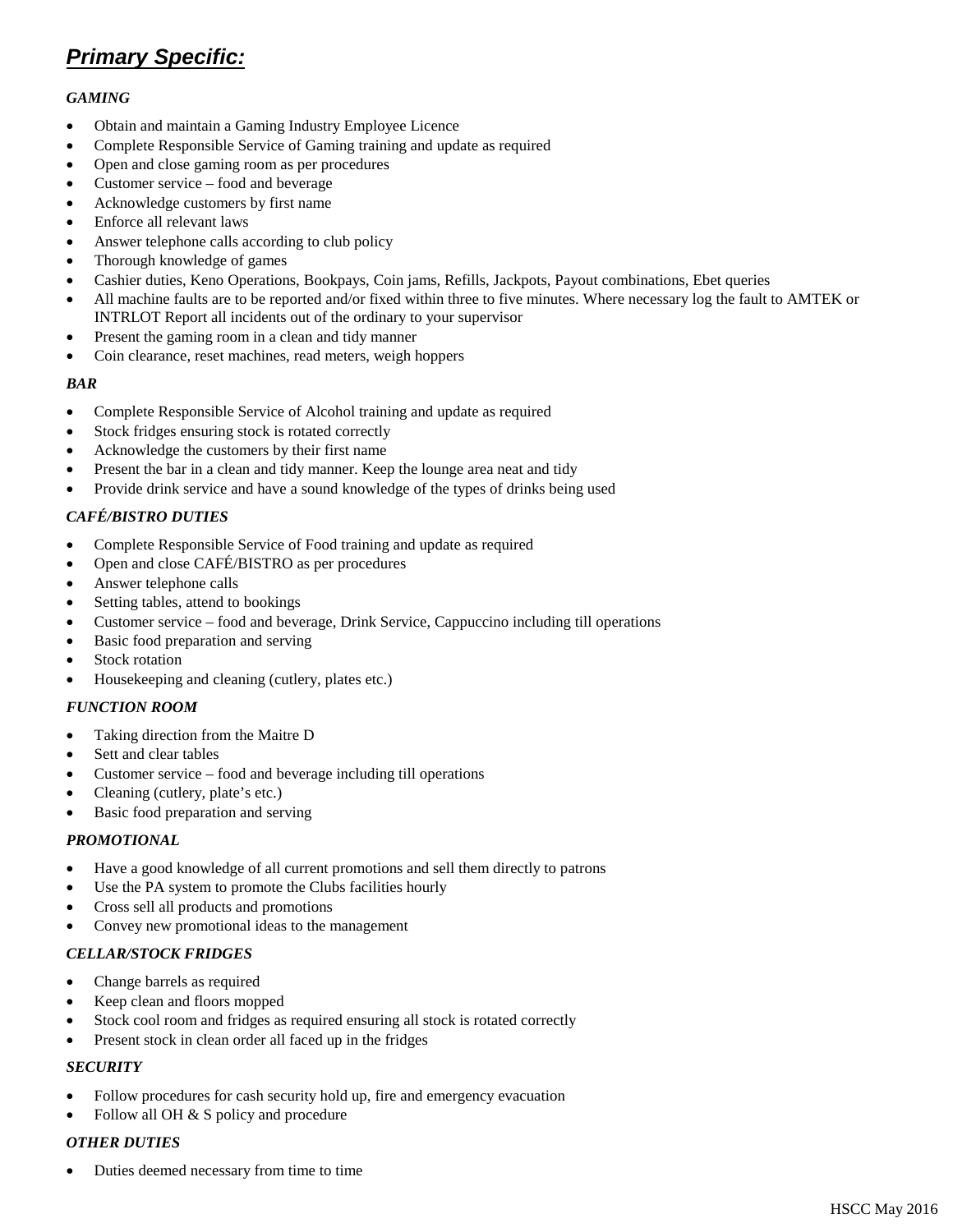## ***Primary Specific:***

***GAMING***

- Obtain and maintain a Gaming Industry Employee Licence
- Complete Responsible Service of Gaming training and update as required
- Open and close gaming room as per procedures
- Customer service – food and beverage
- Acknowledge customers by first name
- Enforce all relevant laws
- Answer telephone calls according to club policy
- Thorough knowledge of games
- Cashier duties, Keno Operations, Bookpays, Coin jams, Refills, Jackpots, Payout combinations, Ebet queries
- All machine faults are to be reported and/or fixed within three to five minutes. Where necessary log the fault to AMTEK or INTRLOT Report all incidents out of the ordinary to your supervisor
- Present the gaming room in a clean and tidy manner
- Coin clearance, reset machines, read meters, weigh hoppers

***BAR***

- Complete Responsible Service of Alcohol training and update as required
- Stock fridges ensuring stock is rotated correctly
- Acknowledge the customers by their first name
- Present the bar in a clean and tidy manner. Keep the lounge area neat and tidy
- Provide drink service and have a sound knowledge of the types of drinks being used

***CAFÉ/BISTRO DUTIES***

- Complete Responsible Service of Food training and update as required
- Open and close CAFÉ/BISTRO as per procedures
- Answer telephone calls
- Setting tables, attend to bookings
- Customer service – food and beverage, Drink Service, Cappuccino including till operations
- Basic food preparation and serving
- Stock rotation
- Housekeeping and cleaning (cutlery, plates etc.)

***FUNCTION ROOM***

- Taking direction from the Maitre D
- Sett and clear tables
- Customer service – food and beverage including till operations
- Cleaning (cutlery, plate's etc.)
- Basic food preparation and serving

***PROMOTIONAL***

- Have a good knowledge of all current promotions and sell them directly to patrons
- Use the PA system to promote the Clubs facilities hourly
- Cross sell all products and promotions
- Convey new promotional ideas to the management

***CELLAR/STOCK FRIDGES***

- Change barrels as required
- Keep clean and floors mopped
- Stock cool room and fridges as required ensuring all stock is rotated correctly
- Present stock in clean order all faced up in the fridges

***SECURITY***

- Follow procedures for cash security hold up, fire and emergency evacuation
- Follow all OH & S policy and procedure

***OTHER DUTIES***

- Duties deemed necessary from time to time

HSCC May 2016